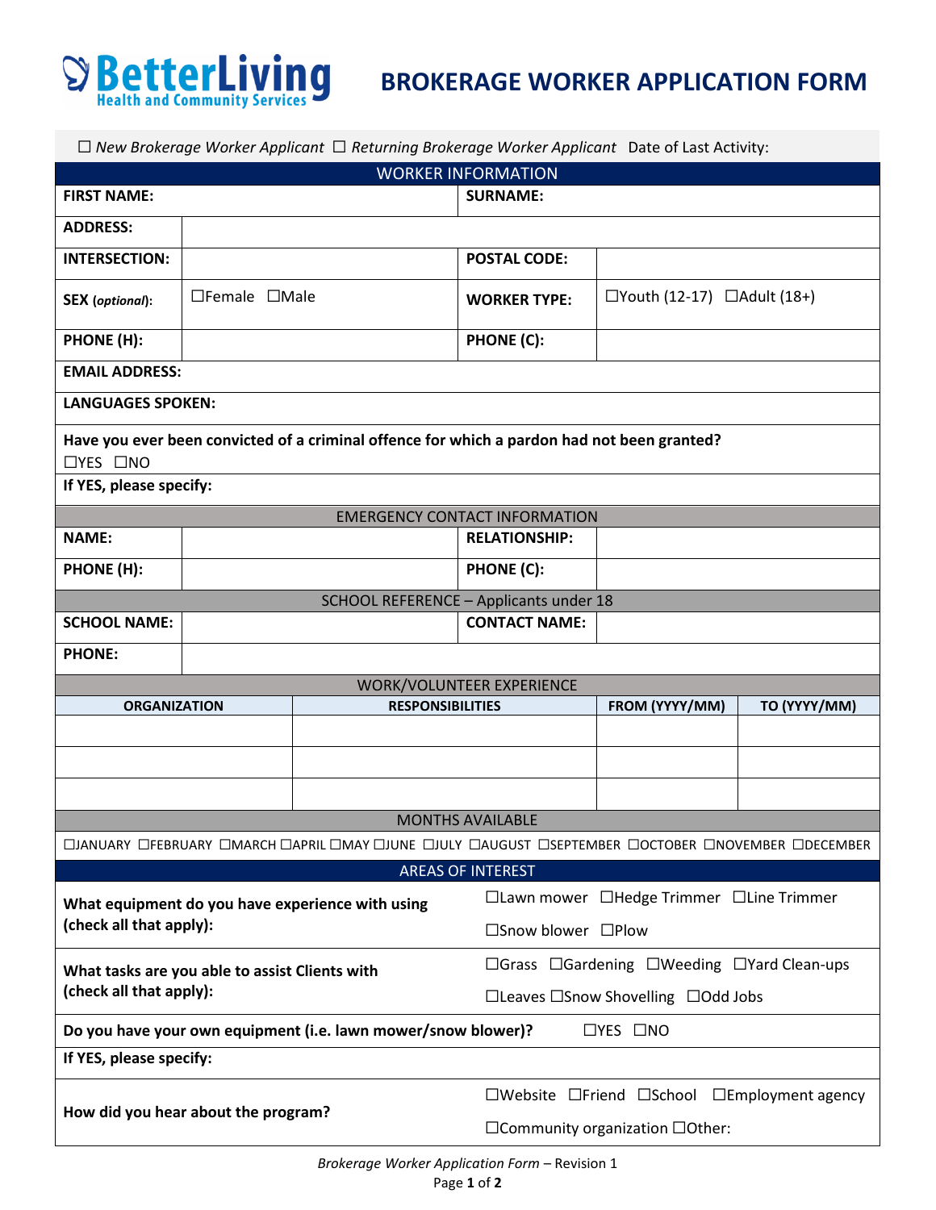# BetterLiving Health and Community Services

# BROKERAGE WORKER APPLICATION FORM

☐ *New Brokerage Worker Applicant* ☐ *Returning Brokerage Worker Applicant* Date of Last Activity:

## WORKER INFORMATION

| | | | |
|---|---|---|---|
| **FIRST NAME:** | | **SURNAME:** | |
| **ADDRESS:** | | | |
| **INTERSECTION:** | | **POSTAL CODE:** | |
| **SEX** (*optional*): | ☐Female ☐Male | **WORKER TYPE:** | ☐Youth (12-17) ☐Adult (18+) |
| **PHONE (H):** | | **PHONE (C):** | |
| **EMAIL ADDRESS:** | | | |
| **LANGUAGES SPOKEN:** | | | |

**Have you ever been convicted of a criminal offence for which a pardon had not been granted?**
☐YES ☐NO

**If YES, please specify:**

## EMERGENCY CONTACT INFORMATION

| | | | |
|---|---|---|---|
| **NAME:** | | **RELATIONSHIP:** | |
| **PHONE (H):** | | **PHONE (C):** | |

## SCHOOL REFERENCE – Applicants under 18

| | | | |
|---|---|---|---|
| **SCHOOL NAME:** | | **CONTACT NAME:** | |
| **PHONE:** | | | |

## WORK/VOLUNTEER EXPERIENCE

| ORGANIZATION | RESPONSIBILITIES | FROM (YYYY/MM) | TO (YYYY/MM) |
|---|---|---|---|
| | | | |
| | | | |
| | | | |

## MONTHS AVAILABLE

☐JANUARY ☐FEBRUARY ☐MARCH ☐APRIL ☐MAY ☐JUNE ☐JULY ☐AUGUST ☐SEPTEMBER ☐OCTOBER ☐NOVEMBER ☐DECEMBER

## AREAS OF INTEREST

| | |
|---|---|
| **What equipment do you have experience with using (check all that apply):** | ☐Lawn mower ☐Hedge Trimmer ☐Line Trimmer ☐Snow blower ☐Plow |
| **What tasks are you able to assist Clients with (check all that apply):** | ☐Grass ☐Gardening ☐Weeding ☐Yard Clean-ups ☐Leaves ☐Snow Shovelling ☐Odd Jobs |

**Do you have your own equipment (i.e. lawn mower/snow blower)?** ☐YES ☐NO

**If YES, please specify:**

| | |
|---|---|
| **How did you hear about the program?** | ☐Website ☐Friend ☐School ☐Employment agency ☐Community organization ☐Other: |

*Brokerage Worker Application Form* – Revision 1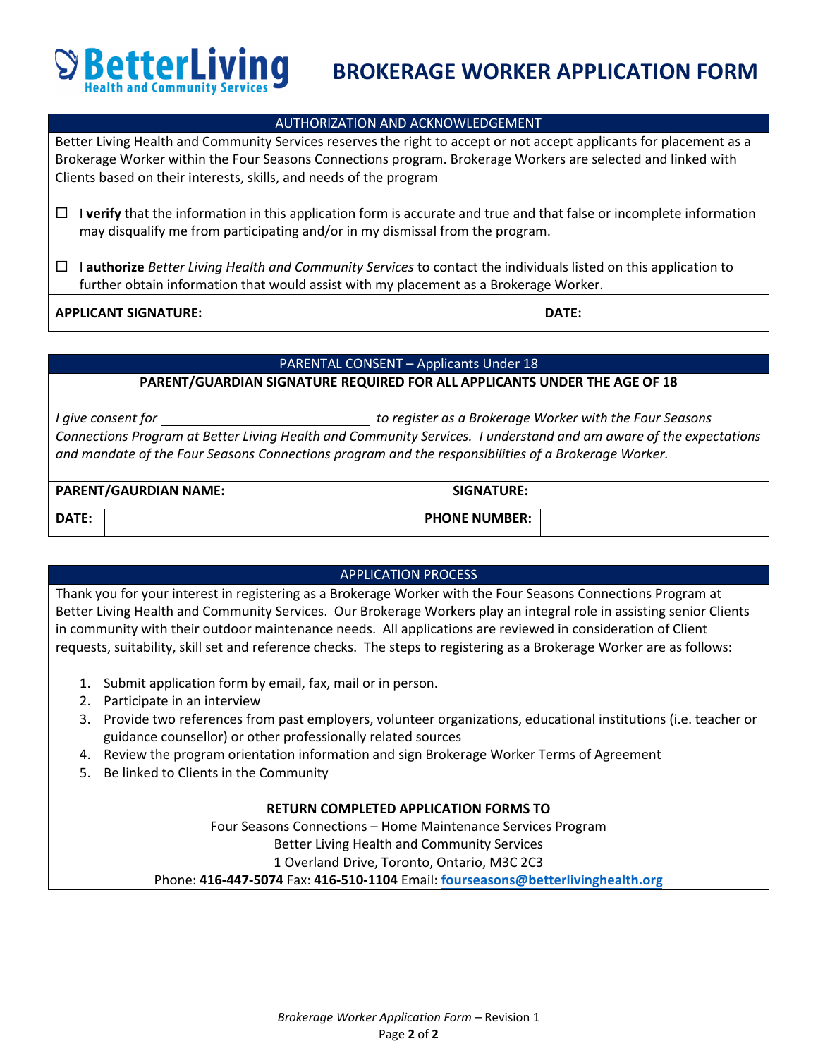# BROKERAGE WORKER APPLICATION FORM

## AUTHORIZATION AND ACKNOWLEDGEMENT

Better Living Health and Community Services reserves the right to accept or not accept applicants for placement as a Brokerage Worker within the Four Seasons Connections program. Brokerage Workers are selected and linked with Clients based on their interests, skills, and needs of the program

☐ I **verify** that the information in this application form is accurate and true and that false or incomplete information may disqualify me from participating and/or in my dismissal from the program.

☐ I **authorize** *Better Living Health and Community Services* to contact the individuals listed on this application to further obtain information that would assist with my placement as a Brokerage Worker.

| | |
|---|---|
| **APPLICANT SIGNATURE:** | **DATE:** |

## PARENTAL CONSENT – Applicants Under 18

**PARENT/GUARDIAN SIGNATURE REQUIRED FOR ALL APPLICANTS UNDER THE AGE OF 18**

*I give consent for \_\_\_\_\_\_\_\_\_\_\_\_\_\_\_\_\_\_\_\_\_\_\_\_\_\_\_\_\_\_ to register as a Brokerage Worker with the Four Seasons Connections Program at Better Living Health and Community Services. I understand and am aware of the expectations and mandate of the Four Seasons Connections program and the responsibilities of a Brokerage Worker.*

| | | | |
|---|---|---|---|
| **PARENT/GAURDIAN NAME:** | | **SIGNATURE:** | |
| **DATE:** | | **PHONE NUMBER:** | |

## APPLICATION PROCESS

Thank you for your interest in registering as a Brokerage Worker with the Four Seasons Connections Program at Better Living Health and Community Services. Our Brokerage Workers play an integral role in assisting senior Clients in community with their outdoor maintenance needs. All applications are reviewed in consideration of Client requests, suitability, skill set and reference checks. The steps to registering as a Brokerage Worker are as follows:

1. Submit application form by email, fax, mail or in person.
2. Participate in an interview
3. Provide two references from past employers, volunteer organizations, educational institutions (i.e. teacher or guidance counsellor) or other professionally related sources
4. Review the program orientation information and sign Brokerage Worker Terms of Agreement
5. Be linked to Clients in the Community

**RETURN COMPLETED APPLICATION FORMS TO**

Four Seasons Connections – Home Maintenance Services Program
Better Living Health and Community Services
1 Overland Drive, Toronto, Ontario, M3C 2C3
Phone: **416-447-5074** Fax: **416-510-1104** Email: **fourseasons@betterlivinghealth.org**